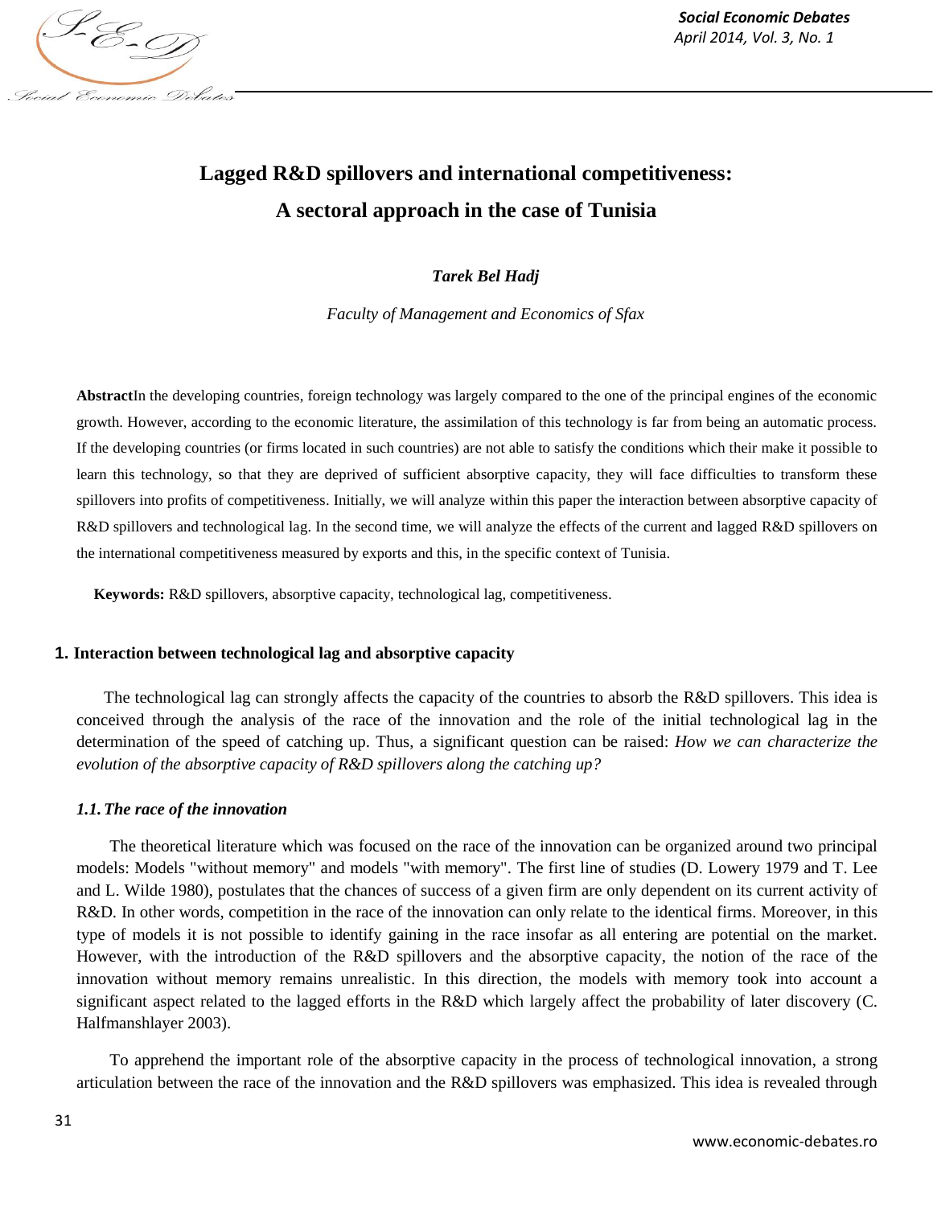# Lagged R&D spillovers and international competitiveness: A sectoral approach in the case of Tunisia

***Tarek Bel Hadj***

*Faculty of Management and Economics of Sfax*

**Abstract**In the developing countries, foreign technology was largely compared to the one of the principal engines of the economic growth. However, according to the economic literature, the assimilation of this technology is far from being an automatic process. If the developing countries (or firms located in such countries) are not able to satisfy the conditions which their make it possible to learn this technology, so that they are deprived of sufficient absorptive capacity, they will face difficulties to transform these spillovers into profits of competitiveness. Initially, we will analyze within this paper the interaction between absorptive capacity of R&D spillovers and technological lag. In the second time, we will analyze the effects of the current and lagged R&D spillovers on the international competitiveness measured by exports and this, in the specific context of Tunisia.

**Keywords:** R&D spillovers, absorptive capacity, technological lag, competitiveness.

## 1. Interaction between technological lag and absorptive capacity

The technological lag can strongly affects the capacity of the countries to absorb the R&D spillovers. This idea is conceived through the analysis of the race of the innovation and the role of the initial technological lag in the determination of the speed of catching up. Thus, a significant question can be raised: *How we can characterize the evolution of the absorptive capacity of R&D spillovers along the catching up?*

### *1.1. The race of the innovation*

The theoretical literature which was focused on the race of the innovation can be organized around two principal models: Models "without memory" and models "with memory". The first line of studies (D. Lowery 1979 and T. Lee and L. Wilde 1980), postulates that the chances of success of a given firm are only dependent on its current activity of R&D. In other words, competition in the race of the innovation can only relate to the identical firms. Moreover, in this type of models it is not possible to identify gaining in the race insofar as all entering are potential on the market. However, with the introduction of the R&D spillovers and the absorptive capacity, the notion of the race of the innovation without memory remains unrealistic. In this direction, the models with memory took into account a significant aspect related to the lagged efforts in the R&D which largely affect the probability of later discovery (C. Halfmanshlayer 2003).

To apprehend the important role of the absorptive capacity in the process of technological innovation, a strong articulation between the race of the innovation and the R&D spillovers was emphasized. This idea is revealed through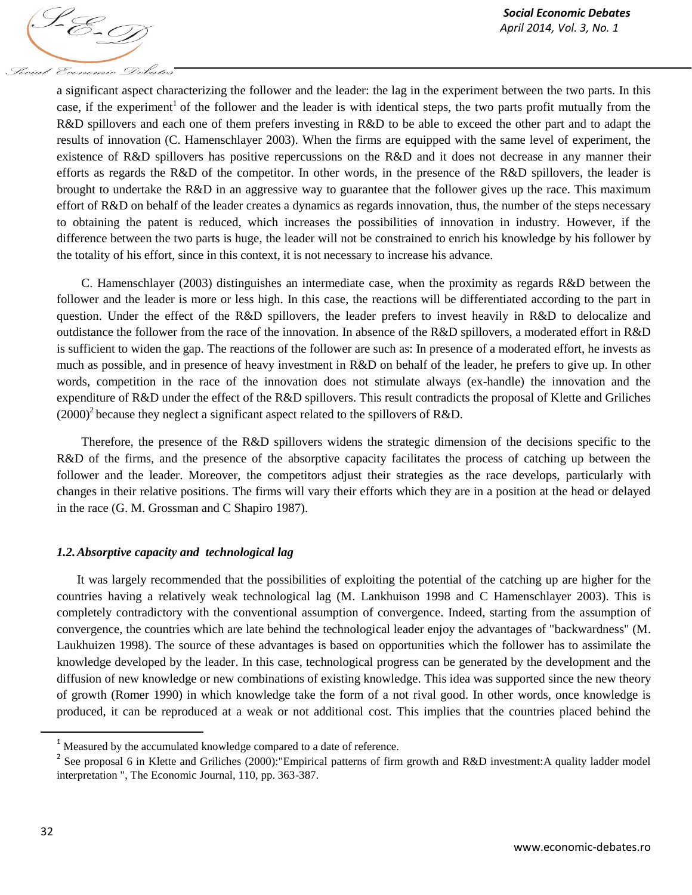a significant aspect characterizing the follower and the leader: the lag in the experiment between the two parts. In this case, if the experiment[1] of the follower and the leader is with identical steps, the two parts profit mutually from the R&D spillovers and each one of them prefers investing in R&D to be able to exceed the other part and to adapt the results of innovation (C. Hamenschlayer 2003). When the firms are equipped with the same level of experiment, the existence of R&D spillovers has positive repercussions on the R&D and it does not decrease in any manner their efforts as regards the R&D of the competitor. In other words, in the presence of the R&D spillovers, the leader is brought to undertake the R&D in an aggressive way to guarantee that the follower gives up the race. This maximum effort of R&D on behalf of the leader creates a dynamics as regards innovation, thus, the number of the steps necessary to obtaining the patent is reduced, which increases the possibilities of innovation in industry. However, if the difference between the two parts is huge, the leader will not be constrained to enrich his knowledge by his follower by the totality of his effort, since in this context, it is not necessary to increase his advance.

C. Hamenschlayer (2003) distinguishes an intermediate case, when the proximity as regards R&D between the follower and the leader is more or less high. In this case, the reactions will be differentiated according to the part in question. Under the effect of the R&D spillovers, the leader prefers to invest heavily in R&D to delocalize and outdistance the follower from the race of the innovation. In absence of the R&D spillovers, a moderated effort in R&D is sufficient to widen the gap. The reactions of the follower are such as: In presence of a moderated effort, he invests as much as possible, and in presence of heavy investment in R&D on behalf of the leader, he prefers to give up. In other words, competition in the race of the innovation does not stimulate always (ex-handle) the innovation and the expenditure of R&D under the effect of the R&D spillovers. This result contradicts the proposal of Klette and Griliches (2000)[2] because they neglect a significant aspect related to the spillovers of R&D.

Therefore, the presence of the R&D spillovers widens the strategic dimension of the decisions specific to the R&D of the firms, and the presence of the absorptive capacity facilitates the process of catching up between the follower and the leader. Moreover, the competitors adjust their strategies as the race develops, particularly with changes in their relative positions. The firms will vary their efforts which they are in a position at the head or delayed in the race (G. M. Grossman and C Shapiro 1987).

### *1.2. Absorptive capacity and technological lag*

It was largely recommended that the possibilities of exploiting the potential of the catching up are higher for the countries having a relatively weak technological lag (M. Lankhuison 1998 and C Hamenschlayer 2003). This is completely contradictory with the conventional assumption of convergence. Indeed, starting from the assumption of convergence, the countries which are late behind the technological leader enjoy the advantages of "backwardness" (M. Laukhuizen 1998). The source of these advantages is based on opportunities which the follower has to assimilate the knowledge developed by the leader. In this case, technological progress can be generated by the development and the diffusion of new knowledge or new combinations of existing knowledge. This idea was supported since the new theory of growth (Romer 1990) in which knowledge take the form of a not rival good. In other words, once knowledge is produced, it can be reproduced at a weak or not additional cost. This implies that the countries placed behind the

---

[1] Measured by the accumulated knowledge compared to a date of reference.

[2] See proposal 6 in Klette and Griliches (2000):"Empirical patterns of firm growth and R&D investment:A quality ladder model interpretation ", The Economic Journal, 110, pp. 363-387.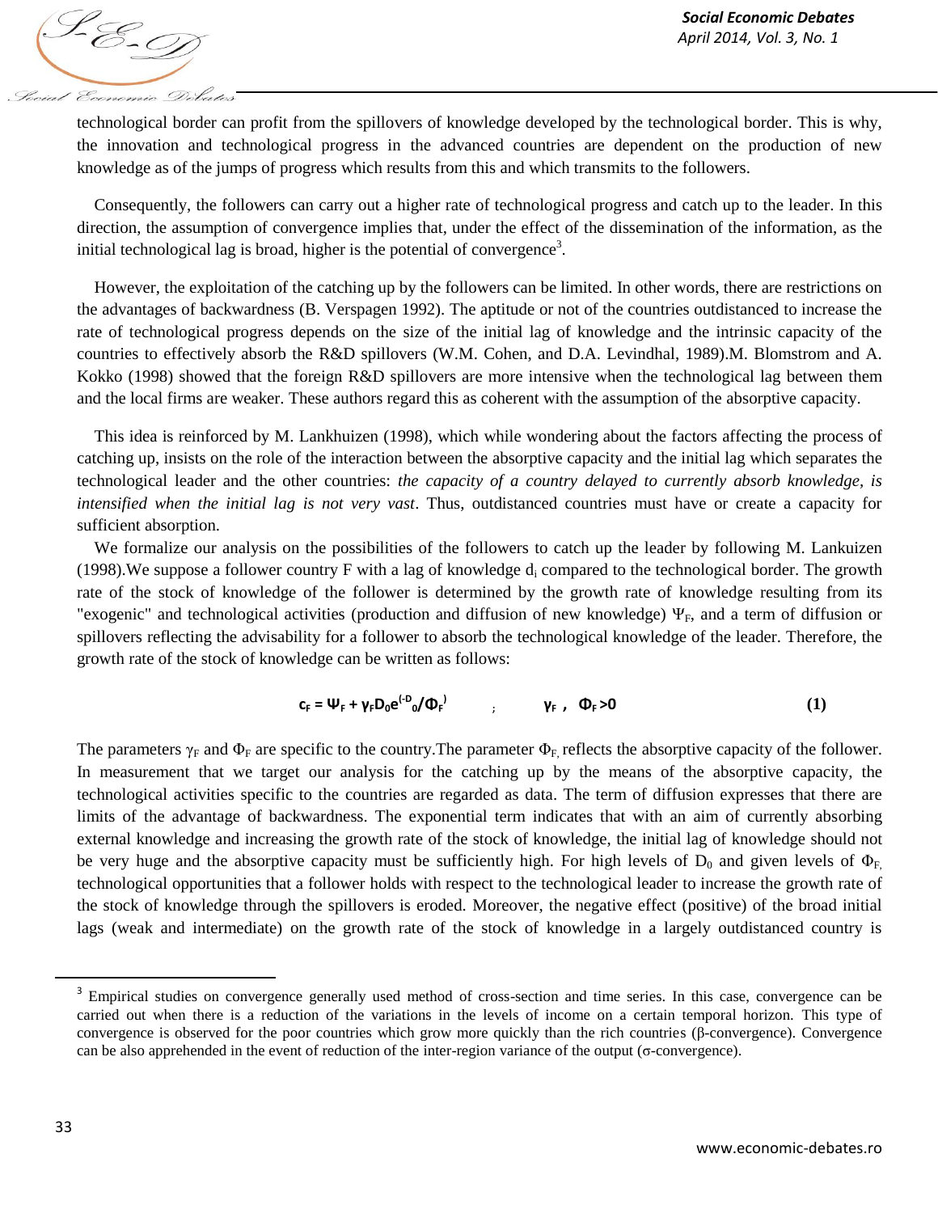technological border can profit from the spillovers of knowledge developed by the technological border. This is why, the innovation and technological progress in the advanced countries are dependent on the production of new knowledge as of the jumps of progress which results from this and which transmits to the followers.

Consequently, the followers can carry out a higher rate of technological progress and catch up to the leader. In this direction, the assumption of convergence implies that, under the effect of the dissemination of the information, as the initial technological lag is broad, higher is the potential of convergence[3].

However, the exploitation of the catching up by the followers can be limited. In other words, there are restrictions on the advantages of backwardness (B. Verspagen 1992). The aptitude or not of the countries outdistanced to increase the rate of technological progress depends on the size of the initial lag of knowledge and the intrinsic capacity of the countries to effectively absorb the R&D spillovers (W.M. Cohen, and D.A. Levindhal, 1989).M. Blomstrom and A. Kokko (1998) showed that the foreign R&D spillovers are more intensive when the technological lag between them and the local firms are weaker. These authors regard this as coherent with the assumption of the absorptive capacity.

This idea is reinforced by M. Lankhuizen (1998), which while wondering about the factors affecting the process of catching up, insists on the role of the interaction between the absorptive capacity and the initial lag which separates the technological leader and the other countries: *the capacity of a country delayed to currently absorb knowledge, is intensified when the initial lag is not very vast*. Thus, outdistanced countries must have or create a capacity for sufficient absorption.

We formalize our analysis on the possibilities of the followers to catch up the leader by following M. Lankuizen (1998).We suppose a follower country F with a lag of knowledge $d_i$ compared to the technological border. The growth rate of the stock of knowledge of the follower is determined by the growth rate of knowledge resulting from its "exogenic" and technological activities (production and diffusion of new knowledge) $\Psi_F$, and a term of diffusion or spillovers reflecting the advisability for a follower to absorb the technological knowledge of the leader. Therefore, the growth rate of the stock of knowledge can be written as follows:

$$c_F = \Psi_F + \gamma_F D_0 e^{(-D_0/\Phi_F)} \quad ; \quad \gamma_F\ ,\ \Phi_F > 0 \qquad \textbf{(1)}$$

The parameters $\gamma_F$ and $\Phi_F$ are specific to the country.The parameter $\Phi_F$ reflects the absorptive capacity of the follower. In measurement that we target our analysis for the catching up by the means of the absorptive capacity, the technological activities specific to the countries are regarded as data. The term of diffusion expresses that there are limits of the advantage of backwardness. The exponential term indicates that with an aim of currently absorbing external knowledge and increasing the growth rate of the stock of knowledge, the initial lag of knowledge should not be very huge and the absorptive capacity must be sufficiently high. For high levels of $D_0$ and given levels of $\Phi_F$ technological opportunities that a follower holds with respect to the technological leader to increase the growth rate of the stock of knowledge through the spillovers is eroded. Moreover, the negative effect (positive) of the broad initial lags (weak and intermediate) on the growth rate of the stock of knowledge in a largely outdistanced country is

[3] Empirical studies on convergence generally used method of cross-section and time series. In this case, convergence can be carried out when there is a reduction of the variations in the levels of income on a certain temporal horizon. This type of convergence is observed for the poor countries which grow more quickly than the rich countries (β-convergence). Convergence can be also apprehended in the event of reduction of the inter-region variance of the output (σ-convergence).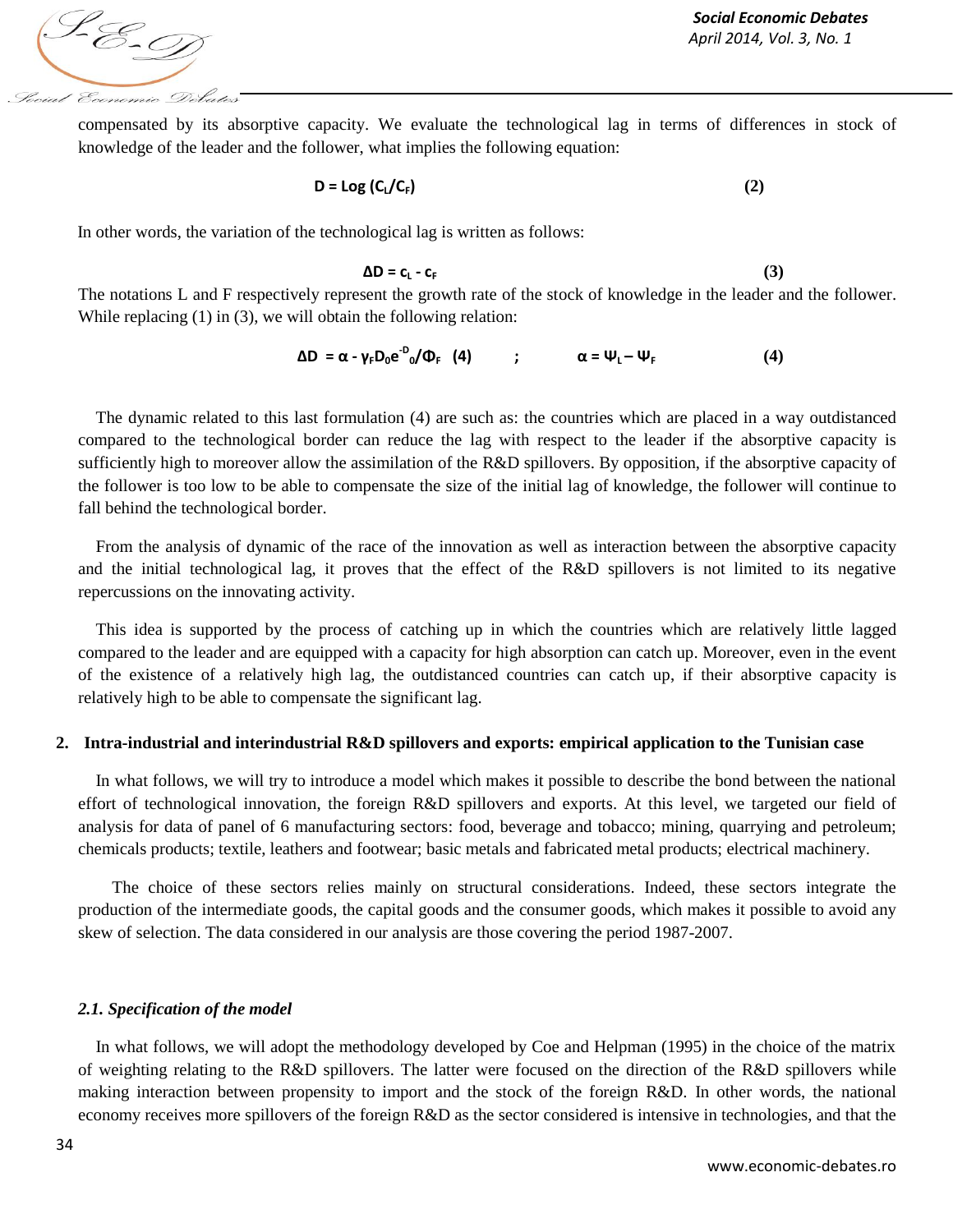compensated by its absorptive capacity. We evaluate the technological lag in terms of differences in stock of knowledge of the leader and the follower, what implies the following equation:

$$D = Log\,(C_L/C_F) \qquad (2)$$

In other words, the variation of the technological lag is written as follows:

$$\Delta D = c_L - c_F \qquad (3)$$

The notations L and F respectively represent the growth rate of the stock of knowledge in the leader and the follower. While replacing (1) in (3), we will obtain the following relation:

$$\Delta D = \alpha - \gamma_F D_0 e^{-D}{}_0/\Phi_F \quad (4) \qquad ; \qquad \alpha = \Psi_L - \Psi_F \qquad (4)$$

The dynamic related to this last formulation (4) are such as: the countries which are placed in a way outdistanced compared to the technological border can reduce the lag with respect to the leader if the absorptive capacity is sufficiently high to moreover allow the assimilation of the R&D spillovers. By opposition, if the absorptive capacity of the follower is too low to be able to compensate the size of the initial lag of knowledge, the follower will continue to fall behind the technological border.

From the analysis of dynamic of the race of the innovation as well as interaction between the absorptive capacity and the initial technological lag, it proves that the effect of the R&D spillovers is not limited to its negative repercussions on the innovating activity.

This idea is supported by the process of catching up in which the countries which are relatively little lagged compared to the leader and are equipped with a capacity for high absorption can catch up. Moreover, even in the event of the existence of a relatively high lag, the outdistanced countries can catch up, if their absorptive capacity is relatively high to be able to compensate the significant lag.

## 2. Intra-industrial and interindustrial R&D spillovers and exports: empirical application to the Tunisian case

In what follows, we will try to introduce a model which makes it possible to describe the bond between the national effort of technological innovation, the foreign R&D spillovers and exports. At this level, we targeted our field of analysis for data of panel of 6 manufacturing sectors: food, beverage and tobacco; mining, quarrying and petroleum; chemicals products; textile, leathers and footwear; basic metals and fabricated metal products; electrical machinery.

The choice of these sectors relies mainly on structural considerations. Indeed, these sectors integrate the production of the intermediate goods, the capital goods and the consumer goods, which makes it possible to avoid any skew of selection. The data considered in our analysis are those covering the period 1987-2007.

### *2.1. Specification of the model*

In what follows, we will adopt the methodology developed by Coe and Helpman (1995) in the choice of the matrix of weighting relating to the R&D spillovers. The latter were focused on the direction of the R&D spillovers while making interaction between propensity to import and the stock of the foreign R&D. In other words, the national economy receives more spillovers of the foreign R&D as the sector considered is intensive in technologies, and that the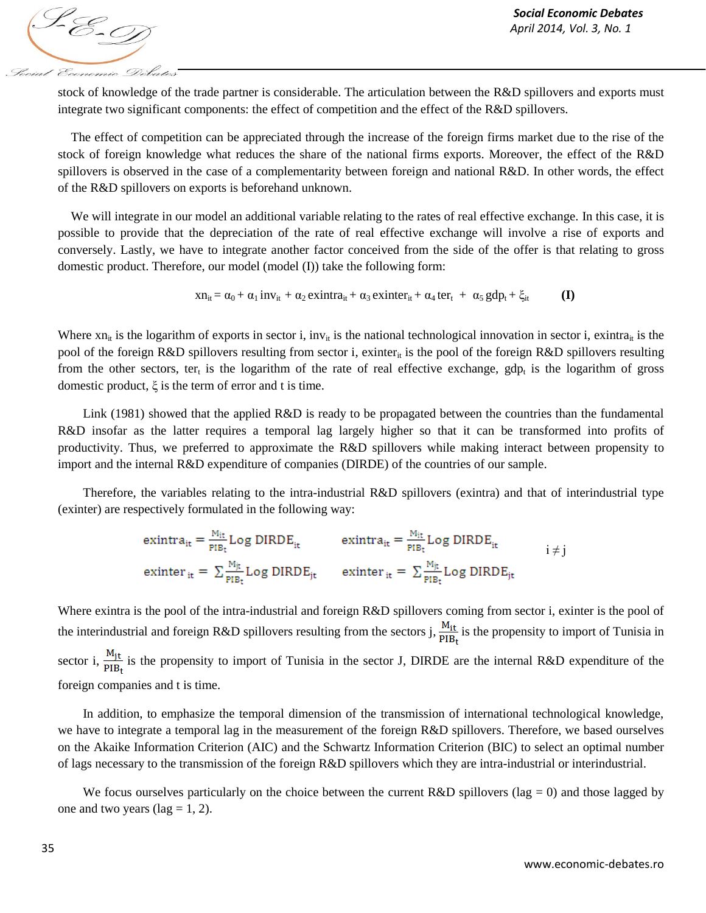stock of knowledge of the trade partner is considerable. The articulation between the R&D spillovers and exports must integrate two significant components: the effect of competition and the effect of the R&D spillovers.

The effect of competition can be appreciated through the increase of the foreign firms market due to the rise of the stock of foreign knowledge what reduces the share of the national firms exports. Moreover, the effect of the R&D spillovers is observed in the case of a complementarity between foreign and national R&D. In other words, the effect of the R&D spillovers on exports is beforehand unknown.

We will integrate in our model an additional variable relating to the rates of real effective exchange. In this case, it is possible to provide that the depreciation of the rate of real effective exchange will involve a rise of exports and conversely. Lastly, we have to integrate another factor conceived from the side of the offer is that relating to gross domestic product. Therefore, our model (model (I)) take the following form:

$$xn_{it} = \alpha_0 + \alpha_1\, inv_{it} + \alpha_2\, exintra_{it} + \alpha_3\, exinter_{it} + \alpha_4\, ter_t + \alpha_5\, gdp_t + \xi_{it} \qquad \textbf{(I)}$$

Where $xn_{it}$ is the logarithm of exports in sector i, $inv_{it}$ is the national technological innovation in sector i, $exintra_{it}$ is the pool of the foreign R&D spillovers resulting from sector i, $exinter_{it}$ is the pool of the foreign R&D spillovers resulting from the other sectors, $ter_t$ is the logarithm of the rate of real effective exchange, $gdp_t$ is the logarithm of gross domestic product, $\xi$ is the term of error and t is time.

Link (1981) showed that the applied R&D is ready to be propagated between the countries than the fundamental R&D insofar as the latter requires a temporal lag largely higher so that it can be transformed into profits of productivity. Thus, we preferred to approximate the R&D spillovers while making interact between propensity to import and the internal R&D expenditure of companies (DIRDE) of the countries of our sample.

Therefore, the variables relating to the intra-industrial R&D spillovers (exintra) and that of interindustrial type (exinter) are respectively formulated in the following way:

$$exintra_{it} = \frac{M_{it}}{PIB_t} \text{Log DIRDE}_{it} \qquad exintra_{it} = \frac{M_{it}}{PIB_t} \text{Log DIRDE}_{it} \qquad i \neq j$$

$$exinter_{it} = \sum \frac{M_{jt}}{PIB_t} \text{Log DIRDE}_{jt} \qquad exinter_{it} = \sum \frac{M_{jt}}{PIB_t} \text{Log DIRDE}_{jt}$$

Where exintra is the pool of the intra-industrial and foreign R&D spillovers coming from sector i, exinter is the pool of the interindustrial and foreign R&D spillovers resulting from the sectors j, $\frac{M_{it}}{PIB_t}$ is the propensity to import of Tunisia in sector i, $\frac{M_{jt}}{PIB_t}$ is the propensity to import of Tunisia in the sector J, DIRDE are the internal R&D expenditure of the foreign companies and t is time.

In addition, to emphasize the temporal dimension of the transmission of international technological knowledge, we have to integrate a temporal lag in the measurement of the foreign R&D spillovers. Therefore, we based ourselves on the Akaike Information Criterion (AIC) and the Schwartz Information Criterion (BIC) to select an optimal number of lags necessary to the transmission of the foreign R&D spillovers which they are intra-industrial or interindustrial.

We focus ourselves particularly on the choice between the current R&D spillovers (lag = 0) and those lagged by one and two years (lag = 1, 2).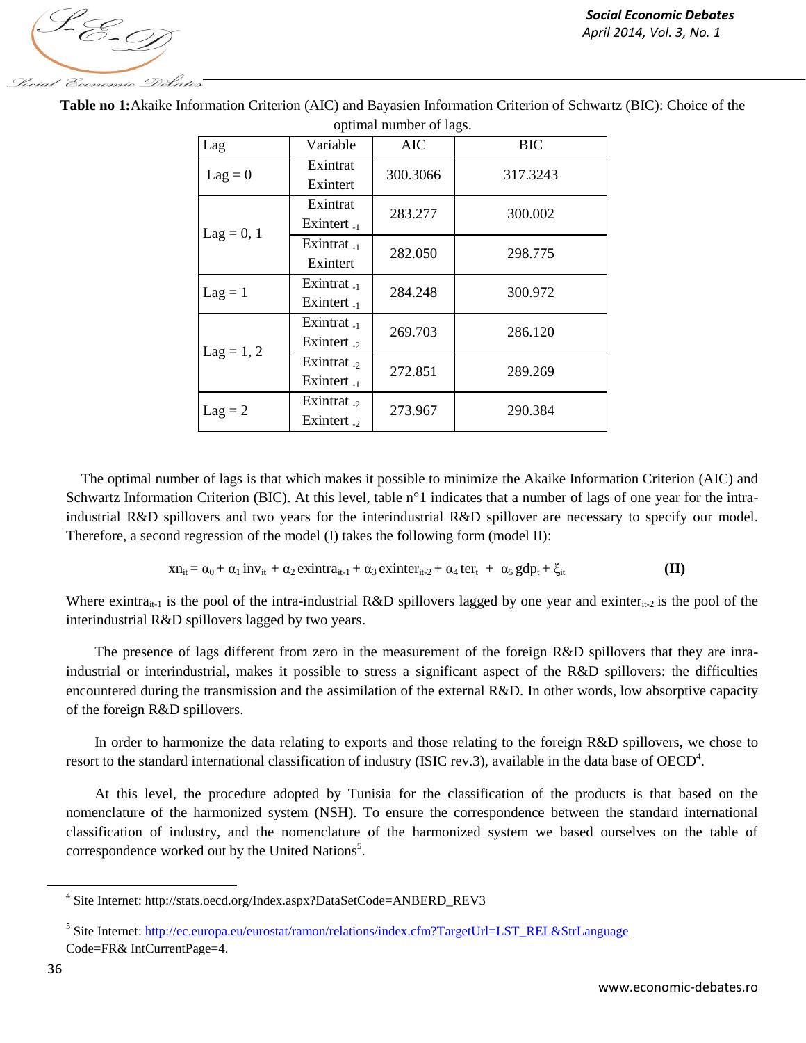**Table no 1:** Akaike Information Criterion (AIC) and Bayasien Information Criterion of Schwartz (BIC): Choice of the optimal number of lags.

| Lag | Variable | AIC | BIC |
|---|---|---|---|
| Lag = 0 | Exintrat<br>Exintert | 300.3066 | 317.3243 |
| Lag = 0, 1 | Exintrat<br>Exintert $_{-1}$ | 283.277 | 300.002 |
| | Exintrat $_{-1}$<br>Exintert | 282.050 | 298.775 |
| Lag = 1 | Exintrat $_{-1}$<br>Exintert $_{-1}$ | 284.248 | 300.972 |
| Lag = 1, 2 | Exintrat $_{-1}$<br>Exintert $_{-2}$ | 269.703 | 286.120 |
| | Exintrat $_{-2}$<br>Exintert $_{-1}$ | 272.851 | 289.269 |
| Lag = 2 | Exintrat $_{-2}$<br>Exintert $_{-2}$ | 273.967 | 290.384 |

The optimal number of lags is that which makes it possible to minimize the Akaike Information Criterion (AIC) and Schwartz Information Criterion (BIC). At this level, table n°1 indicates that a number of lags of one year for the intra-industrial R&D spillovers and two years for the interindustrial R&D spillover are necessary to specify our model. Therefore, a second regression of the model (I) takes the following form (model II):

$$xn_{it} = \alpha_0 + \alpha_1 \, inv_{it} + \alpha_2 \, exintra_{it-1} + \alpha_3 \, exinter_{it-2} + \alpha_4 \, ter_t + \alpha_5 \, gdp_t + \xi_{it} \qquad \textbf{(II)}$$

Where $exintra_{it-1}$ is the pool of the intra-industrial R&D spillovers lagged by one year and $exinter_{it-2}$ is the pool of the interindustrial R&D spillovers lagged by two years.

The presence of lags different from zero in the measurement of the foreign R&D spillovers that they are inra-industrial or interindustrial, makes it possible to stress a significant aspect of the R&D spillovers: the difficulties encountered during the transmission and the assimilation of the external R&D. In other words, low absorptive capacity of the foreign R&D spillovers.

In order to harmonize the data relating to exports and those relating to the foreign R&D spillovers, we chose to resort to the standard international classification of industry (ISIC rev.3), available in the data base of OECD[4].

At this level, the procedure adopted by Tunisia for the classification of the products is that based on the nomenclature of the harmonized system (NSH). To ensure the correspondence between the standard international classification of industry, and the nomenclature of the harmonized system we based ourselves on the table of correspondence worked out by the United Nations[5].

---

[4] Site Internet: http://stats.oecd.org/Index.aspx?DataSetCode=ANBERD_REV3

[5] Site Internet: http://ec.europa.eu/eurostat/ramon/relations/index.cfm?TargetUrl=LST_REL&StrLanguage Code=FR& IntCurrentPage=4.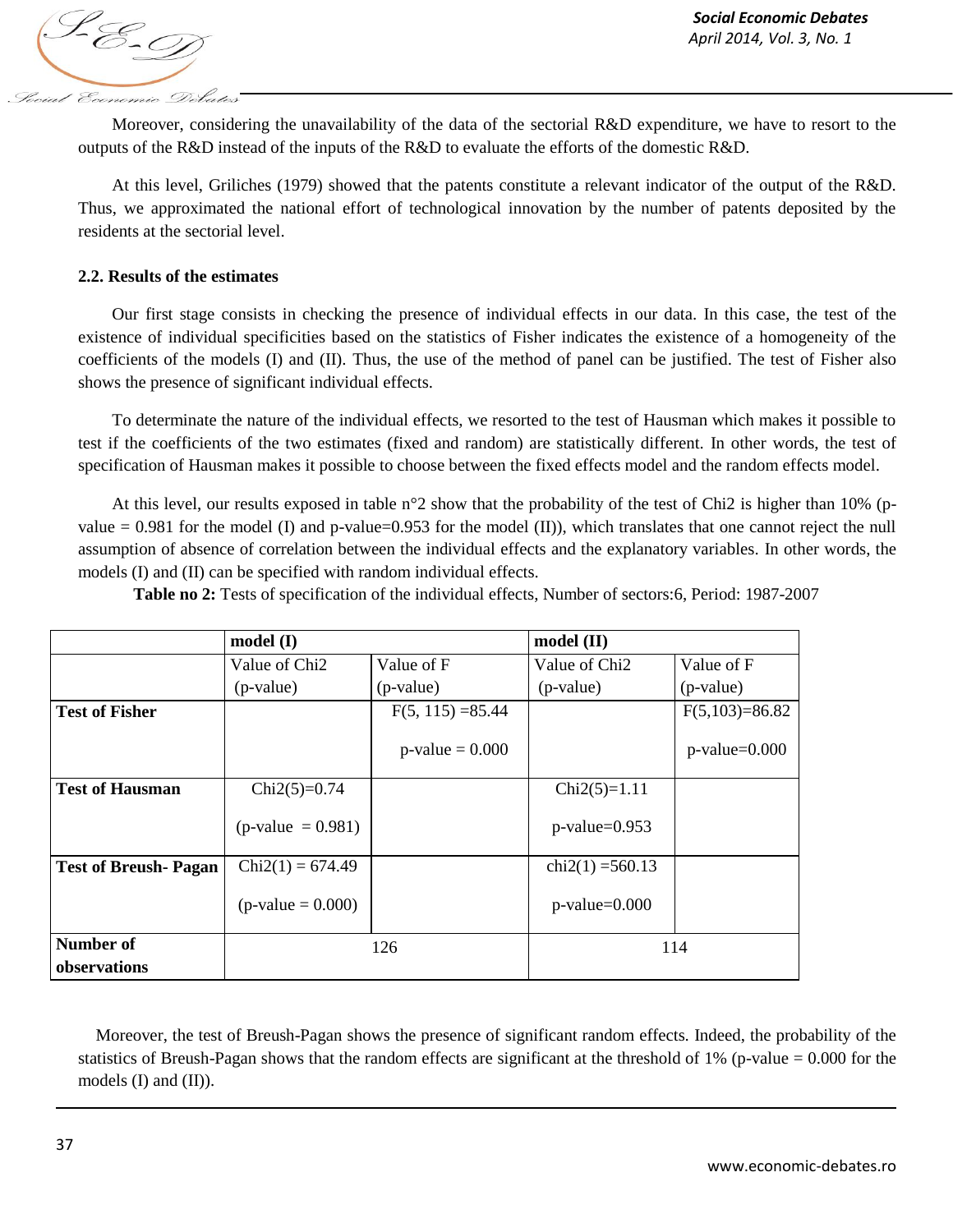Moreover, considering the unavailability of the data of the sectorial R&D expenditure, we have to resort to the outputs of the R&D instead of the inputs of the R&D to evaluate the efforts of the domestic R&D.

At this level, Griliches (1979) showed that the patents constitute a relevant indicator of the output of the R&D. Thus, we approximated the national effort of technological innovation by the number of patents deposited by the residents at the sectorial level.

### 2.2. Results of the estimates

Our first stage consists in checking the presence of individual effects in our data. In this case, the test of the existence of individual specificities based on the statistics of Fisher indicates the existence of a homogeneity of the coefficients of the models (I) and (II). Thus, the use of the method of panel can be justified. The test of Fisher also shows the presence of significant individual effects.

To determinate the nature of the individual effects, we resorted to the test of Hausman which makes it possible to test if the coefficients of the two estimates (fixed and random) are statistically different. In other words, the test of specification of Hausman makes it possible to choose between the fixed effects model and the random effects model.

At this level, our results exposed in table n°2 show that the probability of the test of Chi2 is higher than 10% (p-value = 0.981 for the model (I) and p-value=0.953 for the model (II)), which translates that one cannot reject the null assumption of absence of correlation between the individual effects and the explanatory variables. In other words, the models (I) and (II) can be specified with random individual effects.

**Table no 2:** Tests of specification of the individual effects, Number of sectors:6, Period: 1987-2007

| | **model (I)** | | **model (II)** | |
|---|---|---|---|---|
| | Value of Chi2 (p-value) | Value of F (p-value) | Value of Chi2 (p-value) | Value of F (p-value) |
| **Test of Fisher** | | $F(5, 115) = 85.44$ p-value = 0.000 | | $F(5,103)=86.82$ p-value=0.000 |
| **Test of Hausman** | $Chi2(5)=0.74$ (p-value = 0.981) | | $Chi2(5)=1.11$ p-value=0.953 | |
| **Test of Breush- Pagan** | $Chi2(1) = 674.49$ (p-value = 0.000) | | $chi2(1) = 560.13$ p-value=0.000 | |
| **Number of observations** | 126 | | 114 | |

Moreover, the test of Breush-Pagan shows the presence of significant random effects. Indeed, the probability of the statistics of Breush-Pagan shows that the random effects are significant at the threshold of 1% (p-value = 0.000 for the models (I) and (II)).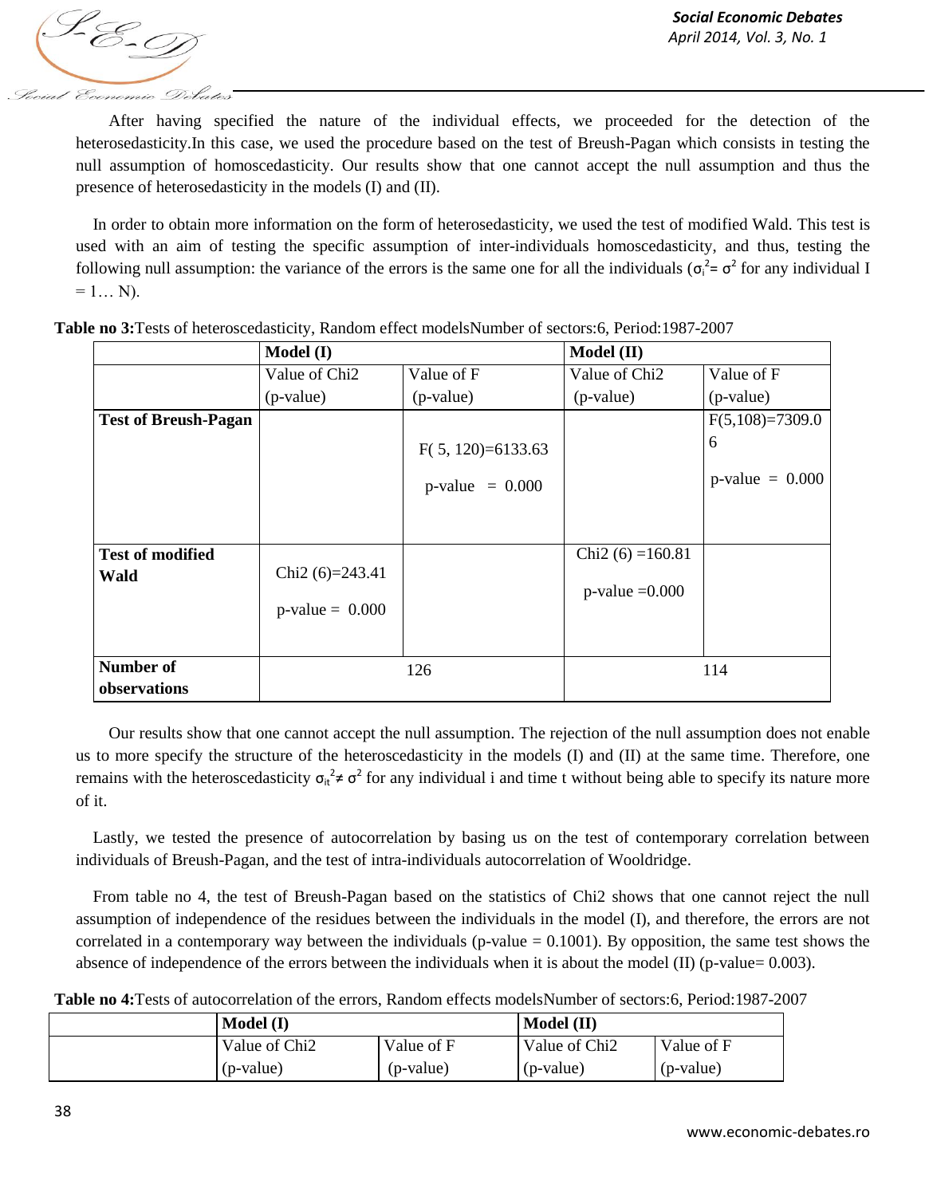After having specified the nature of the individual effects, we proceeded for the detection of the heterosedasticity.In this case, we used the procedure based on the test of Breush-Pagan which consists in testing the null assumption of homoscedasticity. Our results show that one cannot accept the null assumption and thus the presence of heterosedasticity in the models (I) and (II).

In order to obtain more information on the form of heterosedasticity, we used the test of modified Wald. This test is used with an aim of testing the specific assumption of inter-individuals homoscedasticity, and thus, testing the following null assumption: the variance of the errors is the same one for all the individuals ($\sigma_i^2 = \sigma^2$ for any individual I = 1… N).

**Table no 3:**Tests of heteroscedasticity, Random effect modelsNumber of sectors:6, Period:1987-2007

| | Model (I) | | Model (II) | |
|---|---|---|---|---|
| | Value of Chi2 (p-value) | Value of F (p-value) | Value of Chi2 (p-value) | Value of F (p-value) |
| **Test of Breush-Pagan** | | F( 5, 120)=6133.63 p-value = 0.000 | | F(5,108)=7309.06 p-value = 0.000 |
| **Test of modified Wald** | Chi2 (6)=243.41 p-value = 0.000 | | Chi2 (6) =160.81 p-value =0.000 | |
| **Number of observations** | 126 | | 114 | |

Our results show that one cannot accept the null assumption. The rejection of the null assumption does not enable us to more specify the structure of the heteroscedasticity in the models (I) and (II) at the same time. Therefore, one remains with the heteroscedasticity $\sigma_{it}^2 \neq \sigma^2$ for any individual i and time t without being able to specify its nature more of it.

Lastly, we tested the presence of autocorrelation by basing us on the test of contemporary correlation between individuals of Breush-Pagan, and the test of intra-individuals autocorrelation of Wooldridge.

From table no 4, the test of Breush-Pagan based on the statistics of Chi2 shows that one cannot reject the null assumption of independence of the residues between the individuals in the model (I), and therefore, the errors are not correlated in a contemporary way between the individuals (p-value = 0.1001). By opposition, the same test shows the absence of independence of the errors between the individuals when it is about the model (II) (p-value= 0.003).

**Table no 4:**Tests of autocorrelation of the errors, Random effects modelsNumber of sectors:6, Period:1987-2007

| | Model (I) | | Model (II) | |
|---|---|---|---|---|
| | Value of Chi2 (p-value) | Value of F (p-value) | Value of Chi2 (p-value) | Value of F (p-value) |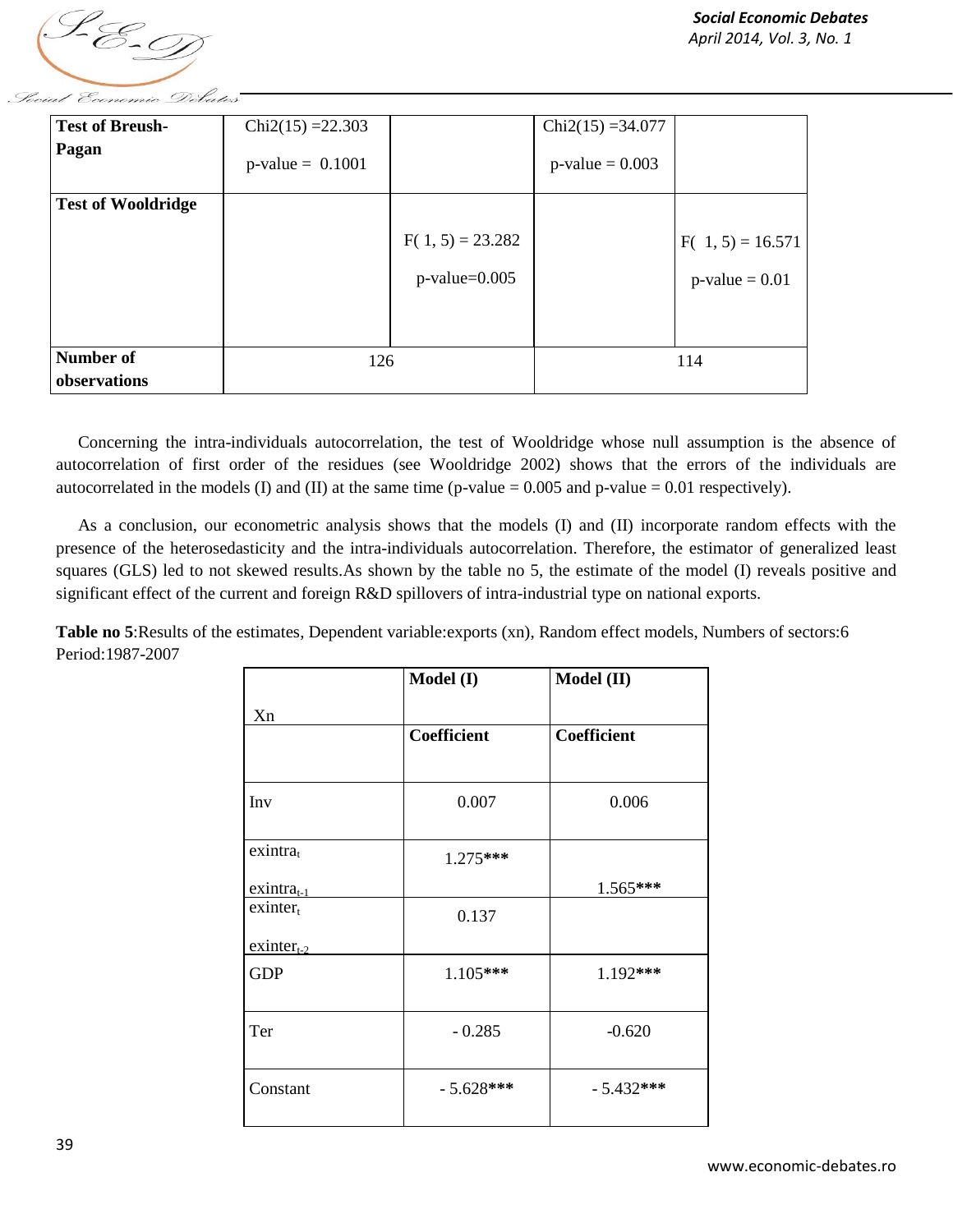| | | | | |
|---|---|---|---|---|
| **Test of Breush-Pagan** | Chi2(15) =22.303 p-value = 0.1001 | | Chi2(15) =34.077 p-value = 0.003 | |
| **Test of Wooldridge** | | F( 1, 5) = 23.282 p-value=0.005 | | F( 1, 5) = 16.571 p-value = 0.01 |
| **Number of observations** | 126 | | 114 | |

Concerning the intra-individuals autocorrelation, the test of Wooldridge whose null assumption is the absence of autocorrelation of first order of the residues (see Wooldridge 2002) shows that the errors of the individuals are autocorrelated in the models (I) and (II) at the same time (p-value = 0.005 and p-value = 0.01 respectively).

As a conclusion, our econometric analysis shows that the models (I) and (II) incorporate random effects with the presence of the heterosedasticity and the intra-individuals autocorrelation. Therefore, the estimator of generalized least squares (GLS) led to not skewed results.As shown by the table no 5, the estimate of the model (I) reveals positive and significant effect of the current and foreign R&D spillovers of intra-industrial type on national exports.

**Table no 5**:Results of the estimates, Dependent variable:exports (xn), Random effect models, Numbers of sectors:6 Period:1987-2007

| Xn | **Model (I)** | **Model (II)** |
|---|---|---|
| | **Coefficient** | **Coefficient** |
| Inv | 0.007 | 0.006 |
| $exintra_t$ | 1.275*** | |
| $exintra_{t-1}$ | | 1.565*** |
| $exinter_t$ | 0.137 | |
| $exinter_{t-2}$ | | |
| GDP | 1.105*** | 1.192*** |
| Ter | - 0.285 | -0.620 |
| Constant | - 5.628*** | - 5.432*** |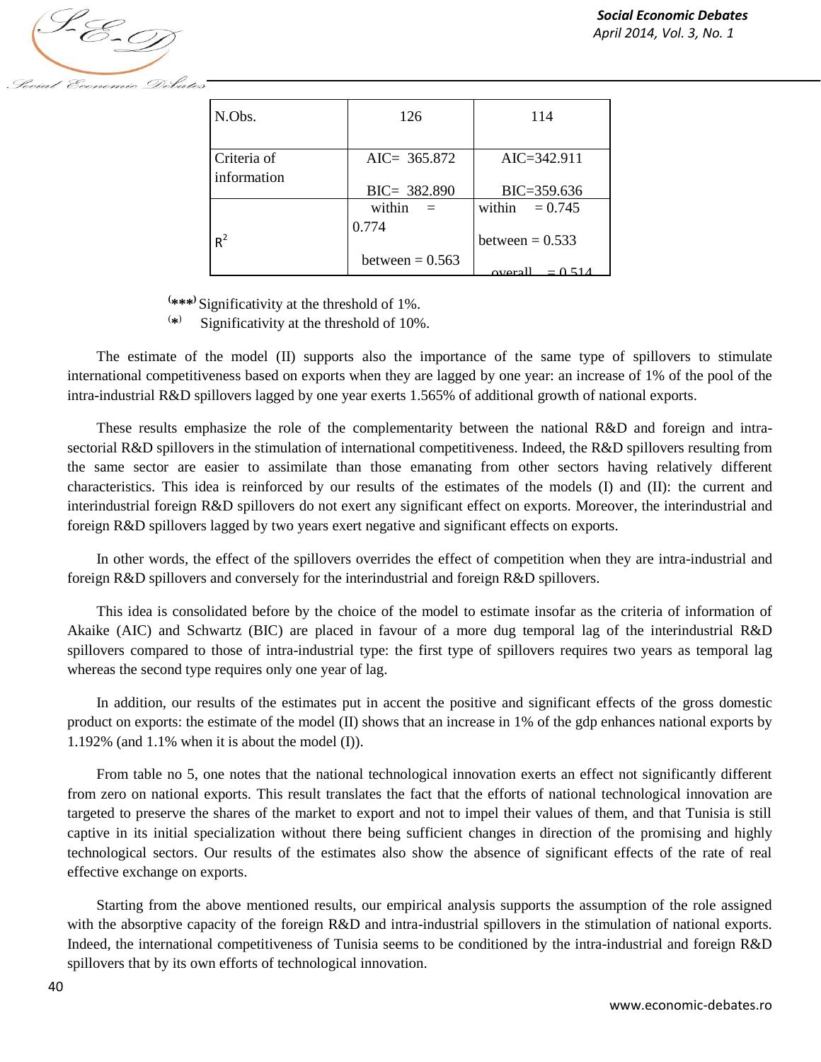| N.Obs. | 126 | 114 |
|---|---|---|
| Criteria of information | AIC= 365.872<br>BIC= 382.890 | AIC=342.911<br>BIC=359.636 |
| $R^2$ | within = 0.774<br>between = 0.563 | within = 0.745<br>between = 0.533<br>overall = 0.514 |

(***) Significativity at the threshold of 1%.

(*) Significativity at the threshold of 10%.

The estimate of the model (II) supports also the importance of the same type of spillovers to stimulate international competitiveness based on exports when they are lagged by one year: an increase of 1% of the pool of the intra-industrial R&D spillovers lagged by one year exerts 1.565% of additional growth of national exports.

These results emphasize the role of the complementarity between the national R&D and foreign and intra-sectorial R&D spillovers in the stimulation of international competitiveness. Indeed, the R&D spillovers resulting from the same sector are easier to assimilate than those emanating from other sectors having relatively different characteristics. This idea is reinforced by our results of the estimates of the models (I) and (II): the current and interindustrial foreign R&D spillovers do not exert any significant effect on exports. Moreover, the interindustrial and foreign R&D spillovers lagged by two years exert negative and significant effects on exports.

In other words, the effect of the spillovers overrides the effect of competition when they are intra-industrial and foreign R&D spillovers and conversely for the interindustrial and foreign R&D spillovers.

This idea is consolidated before by the choice of the model to estimate insofar as the criteria of information of Akaike (AIC) and Schwartz (BIC) are placed in favour of a more dug temporal lag of the interindustrial R&D spillovers compared to those of intra-industrial type: the first type of spillovers requires two years as temporal lag whereas the second type requires only one year of lag.

In addition, our results of the estimates put in accent the positive and significant effects of the gross domestic product on exports: the estimate of the model (II) shows that an increase in 1% of the gdp enhances national exports by 1.192% (and 1.1% when it is about the model (I)).

From table no 5, one notes that the national technological innovation exerts an effect not significantly different from zero on national exports. This result translates the fact that the efforts of national technological innovation are targeted to preserve the shares of the market to export and not to impel their values of them, and that Tunisia is still captive in its initial specialization without there being sufficient changes in direction of the promising and highly technological sectors. Our results of the estimates also show the absence of significant effects of the rate of real effective exchange on exports.

Starting from the above mentioned results, our empirical analysis supports the assumption of the role assigned with the absorptive capacity of the foreign R&D and intra-industrial spillovers in the stimulation of national exports. Indeed, the international competitiveness of Tunisia seems to be conditioned by the intra-industrial and foreign R&D spillovers that by its own efforts of technological innovation.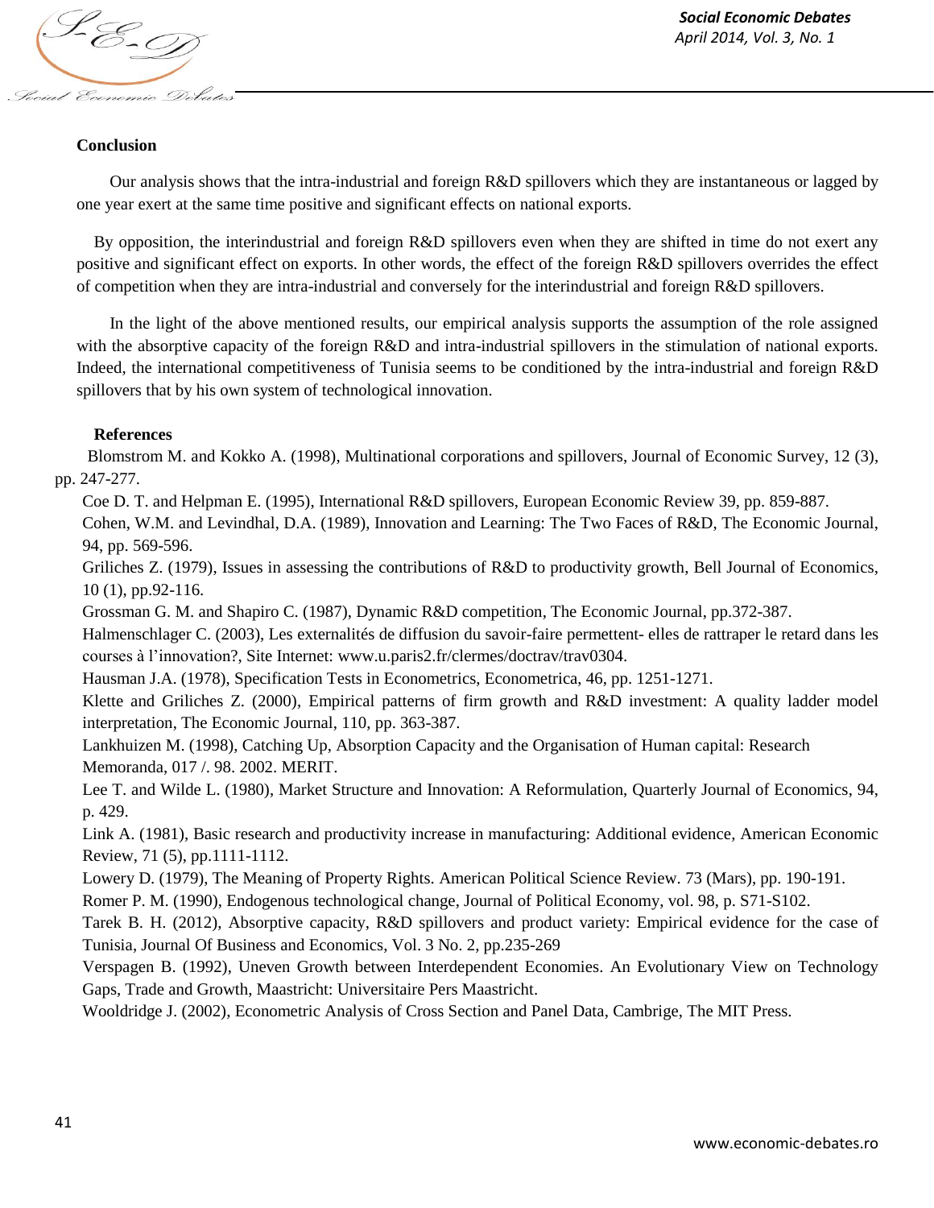**Conclusion**

Our analysis shows that the intra-industrial and foreign R&D spillovers which they are instantaneous or lagged by one year exert at the same time positive and significant effects on national exports.

By opposition, the interindustrial and foreign R&D spillovers even when they are shifted in time do not exert any positive and significant effect on exports. In other words, the effect of the foreign R&D spillovers overrides the effect of competition when they are intra-industrial and conversely for the interindustrial and foreign R&D spillovers.

In the light of the above mentioned results, our empirical analysis supports the assumption of the role assigned with the absorptive capacity of the foreign R&D and intra-industrial spillovers in the stimulation of national exports. Indeed, the international competitiveness of Tunisia seems to be conditioned by the intra-industrial and foreign R&D spillovers that by his own system of technological innovation.

**References**

Blomstrom M. and Kokko A. (1998), Multinational corporations and spillovers, Journal of Economic Survey, 12 (3), pp. 247-277.

Coe D. T. and Helpman E. (1995), International R&D spillovers, European Economic Review 39, pp. 859-887.

Cohen, W.M. and Levindhal, D.A. (1989), Innovation and Learning: The Two Faces of R&D, The Economic Journal, 94, pp. 569-596.

Griliches Z. (1979), Issues in assessing the contributions of R&D to productivity growth, Bell Journal of Economics, 10 (1), pp.92-116.

Grossman G. M. and Shapiro C. (1987), Dynamic R&D competition, The Economic Journal, pp.372-387.

Halmenschlager C. (2003), Les externalités de diffusion du savoir-faire permettent- elles de rattraper le retard dans les courses à l'innovation?, Site Internet: www.u.paris2.fr/clermes/doctrav/trav0304.

Hausman J.A. (1978), Specification Tests in Econometrics, Econometrica, 46, pp. 1251-1271.

Klette and Griliches Z. (2000), Empirical patterns of firm growth and R&D investment: A quality ladder model interpretation, The Economic Journal, 110, pp. 363-387.

Lankhuizen M. (1998), Catching Up, Absorption Capacity and the Organisation of Human capital: Research Memoranda, 017 /. 98. 2002. MERIT.

Lee T. and Wilde L. (1980), Market Structure and Innovation: A Reformulation, Quarterly Journal of Economics, 94, p. 429.

Link A. (1981), Basic research and productivity increase in manufacturing: Additional evidence, American Economic Review, 71 (5), pp.1111-1112.

Lowery D. (1979), The Meaning of Property Rights. American Political Science Review. 73 (Mars), pp. 190-191.

Romer P. M. (1990), Endogenous technological change, Journal of Political Economy, vol. 98, p. S71-S102.

Tarek B. H. (2012), Absorptive capacity, R&D spillovers and product variety: Empirical evidence for the case of Tunisia, Journal Of Business and Economics, Vol. 3 No. 2, pp.235-269

Verspagen B. (1992), Uneven Growth between Interdependent Economies. An Evolutionary View on Technology Gaps, Trade and Growth, Maastricht: Universitaire Pers Maastricht.

Wooldridge J. (2002), Econometric Analysis of Cross Section and Panel Data, Cambrige, The MIT Press.